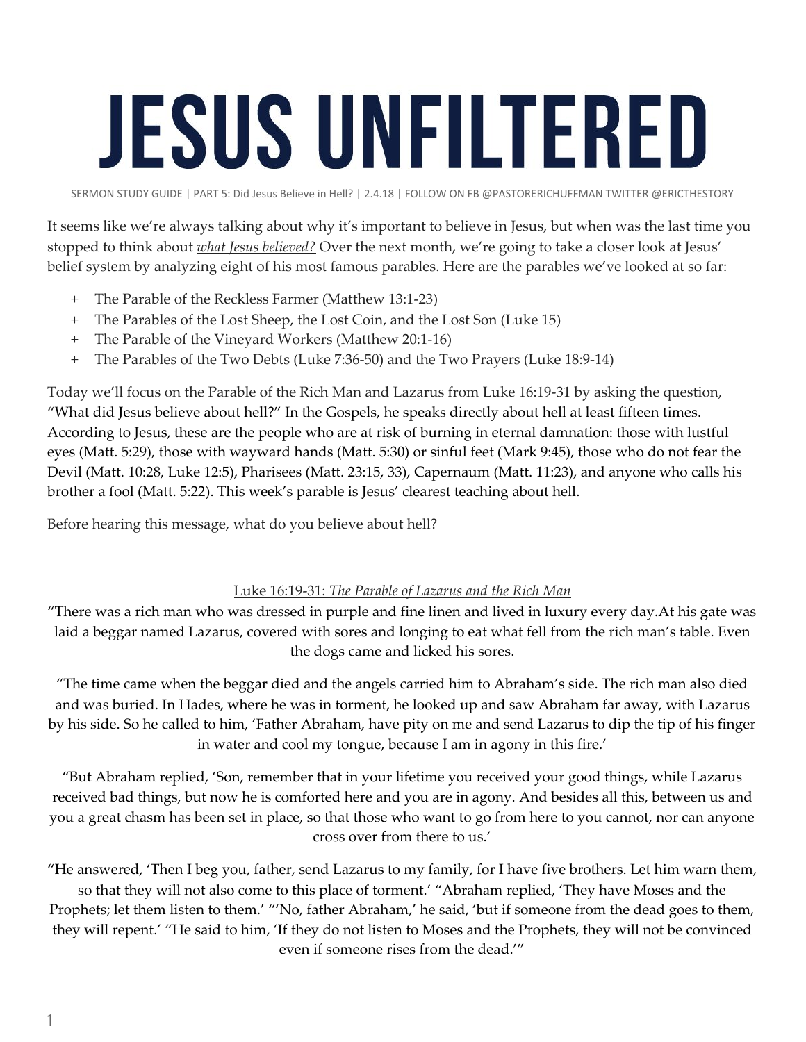# JESUS UNFILTERED

SERMON STUDY GUIDE | PART 5: Did Jesus Believe in Hell? | 2.4.18 | FOLLOW ON FB @PASTORERICHUFFMAN TWITTER @ERICTHESTORY

It seems like we're always talking about why it's important to believe in Jesus, but when was the last time you stopped to think about ***what Jesus believed?*** Over the next month, we're going to take a closer look at Jesus' belief system by analyzing eight of his most famous parables. Here are the parables we've looked at so far:

+ The Parable of the Reckless Farmer (Matthew 13:1-23)
+ The Parables of the Lost Sheep, the Lost Coin, and the Lost Son (Luke 15)
+ The Parable of the Vineyard Workers (Matthew 20:1-16)
+ The Parables of the Two Debts (Luke 7:36-50) and the Two Prayers (Luke 18:9-14)

Today we'll focus on the Parable of the Rich Man and Lazarus from Luke 16:19-31 by asking the question, "What did Jesus believe about hell?" In the Gospels, he speaks directly about hell at least fifteen times. According to Jesus, these are the people who are at risk of burning in eternal damnation: those with lustful eyes (Matt. 5:29), those with wayward hands (Matt. 5:30) or sinful feet (Mark 9:45), those who do not fear the Devil (Matt. 10:28, Luke 12:5), Pharisees (Matt. 23:15, 33), Capernaum (Matt. 11:23), and anyone who calls his brother a fool (Matt. 5:22). This week's parable is Jesus' clearest teaching about hell.

Before hearing this message, what do you believe about hell?

Luke 16:19-31: *The Parable of Lazarus and the Rich Man*

"There was a rich man who was dressed in purple and fine linen and lived in luxury every day.At his gate was laid a beggar named Lazarus, covered with sores and longing to eat what fell from the rich man's table. Even the dogs came and licked his sores.

"The time came when the beggar died and the angels carried him to Abraham's side. The rich man also died and was buried. In Hades, where he was in torment, he looked up and saw Abraham far away, with Lazarus by his side. So he called to him, 'Father Abraham, have pity on me and send Lazarus to dip the tip of his finger in water and cool my tongue, because I am in agony in this fire.'

"But Abraham replied, 'Son, remember that in your lifetime you received your good things, while Lazarus received bad things, but now he is comforted here and you are in agony. And besides all this, between us and you a great chasm has been set in place, so that those who want to go from here to you cannot, nor can anyone cross over from there to us.'

"He answered, 'Then I beg you, father, send Lazarus to my family, for I have five brothers. Let him warn them, so that they will not also come to this place of torment.' "Abraham replied, 'They have Moses and the Prophets; let them listen to them.' "'No, father Abraham,' he said, 'but if someone from the dead goes to them, they will repent.' "He said to him, 'If they do not listen to Moses and the Prophets, they will not be convinced even if someone rises from the dead.'"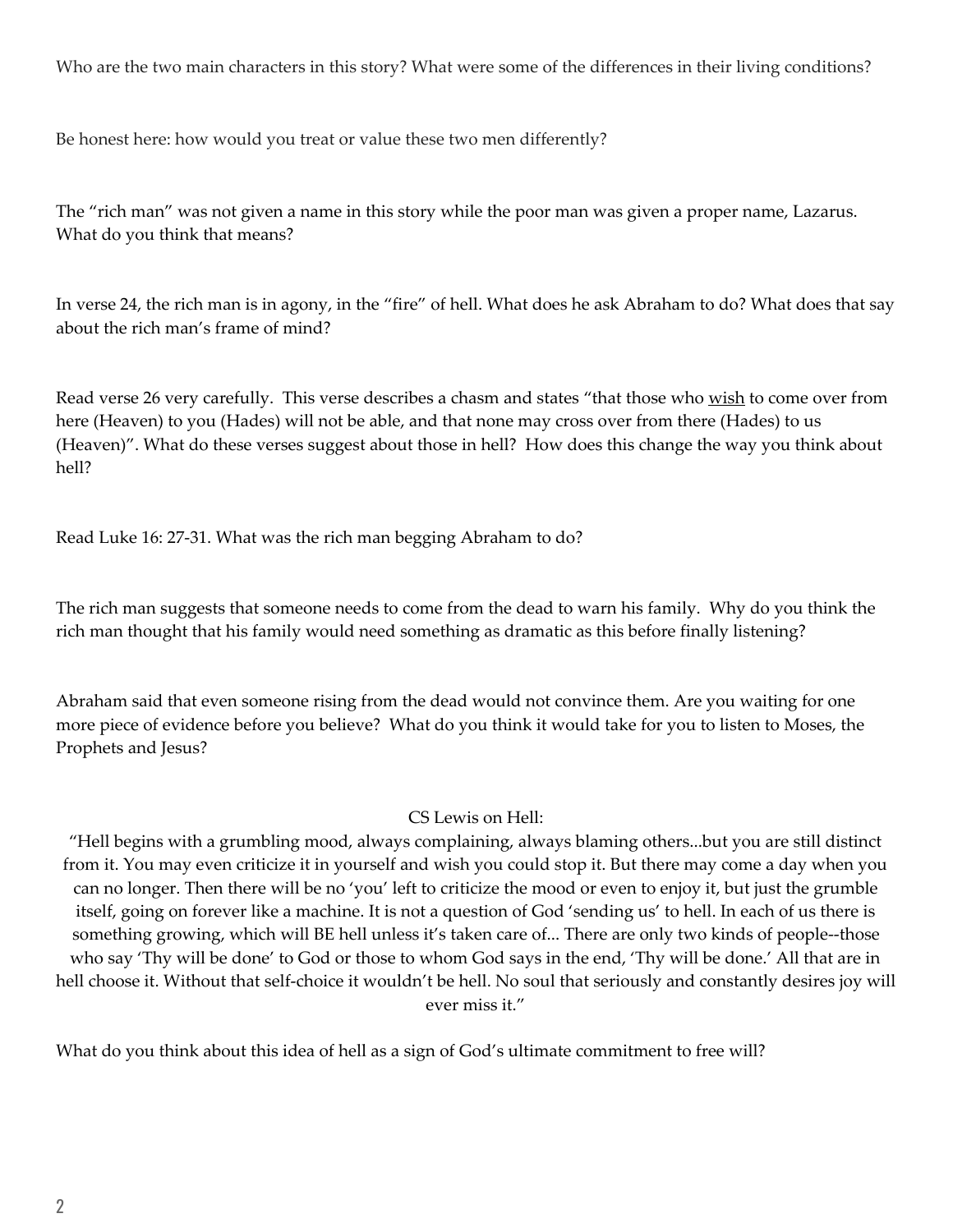Who are the two main characters in this story? What were some of the differences in their living conditions?

Be honest here: how would you treat or value these two men differently?

The "rich man" was not given a name in this story while the poor man was given a proper name, Lazarus. What do you think that means?

In verse 24, the rich man is in agony, in the "fire" of hell. What does he ask Abraham to do? What does that say about the rich man's frame of mind?

Read verse 26 very carefully. This verse describes a chasm and states "that those who <u>wish</u> to come over from here (Heaven) to you (Hades) will not be able, and that none may cross over from there (Hades) to us (Heaven)". What do these verses suggest about those in hell? How does this change the way you think about hell?

Read Luke 16: 27-31. What was the rich man begging Abraham to do?

The rich man suggests that someone needs to come from the dead to warn his family. Why do you think the rich man thought that his family would need something as dramatic as this before finally listening?

Abraham said that even someone rising from the dead would not convince them. Are you waiting for one more piece of evidence before you believe? What do you think it would take for you to listen to Moses, the Prophets and Jesus?

CS Lewis on Hell:

"Hell begins with a grumbling mood, always complaining, always blaming others...but you are still distinct from it. You may even criticize it in yourself and wish you could stop it. But there may come a day when you can no longer. Then there will be no 'you' left to criticize the mood or even to enjoy it, but just the grumble itself, going on forever like a machine. It is not a question of God 'sending us' to hell. In each of us there is something growing, which will BE hell unless it's taken care of... There are only two kinds of people--those who say 'Thy will be done' to God or those to whom God says in the end, 'Thy will be done.' All that are in hell choose it. Without that self-choice it wouldn't be hell. No soul that seriously and constantly desires joy will ever miss it."

What do you think about this idea of hell as a sign of God's ultimate commitment to free will?